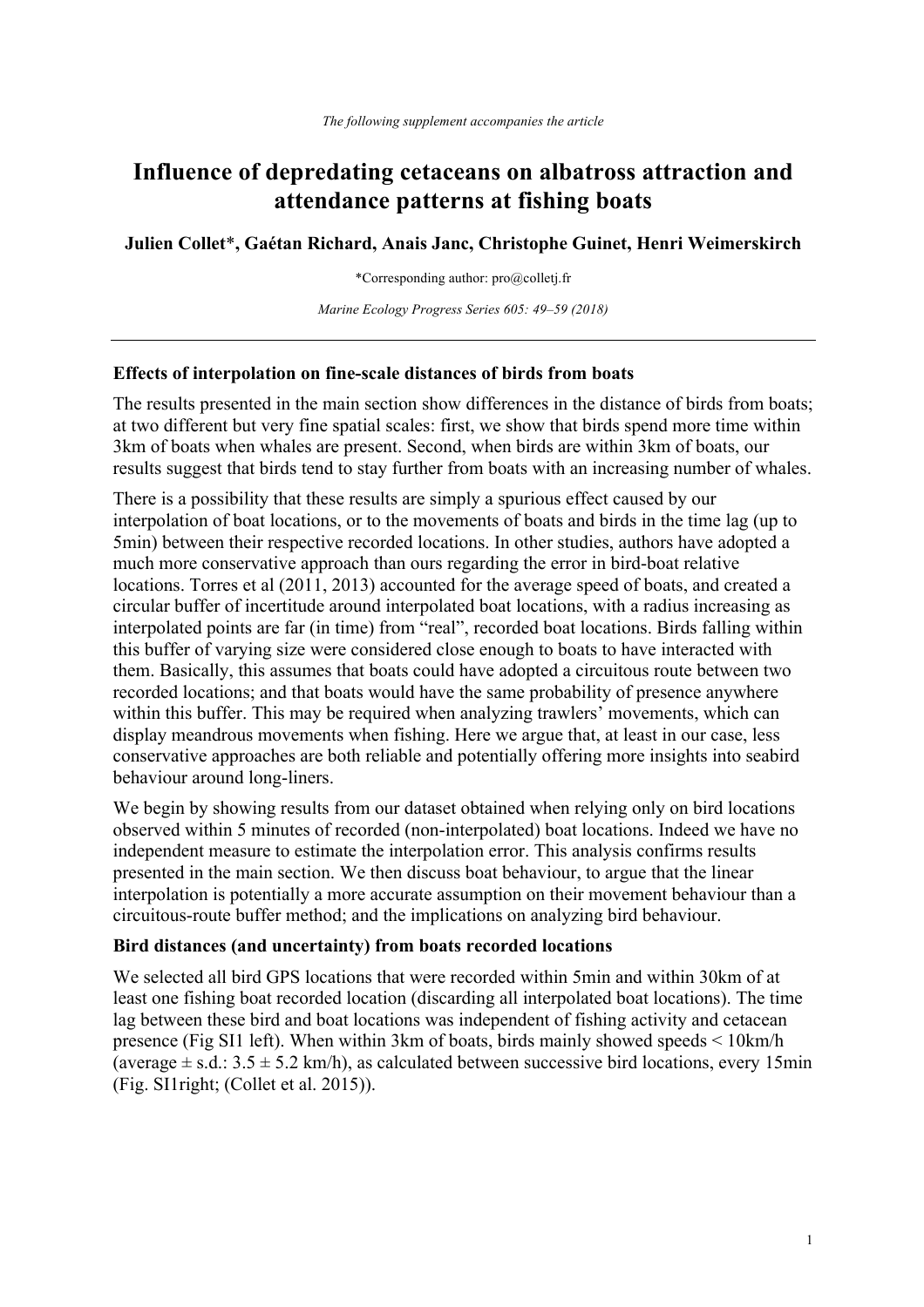*The following supplement accompanies the article*

# Influence of depredating cetaceans on albatross attraction and attendance patterns at fishing boats

**Julien Collet*, Gaétan Richard, Anais Janc, Christophe Guinet, Henri Weimerskirch**

*Corresponding author: pro@colletj.fr

*Marine Ecology Progress Series 605: 49–59 (2018)*

---

### Effects of interpolation on fine-scale distances of birds from boats

The results presented in the main section show differences in the distance of birds from boats; at two different but very fine spatial scales: first, we show that birds spend more time within 3km of boats when whales are present. Second, when birds are within 3km of boats, our results suggest that birds tend to stay further from boats with an increasing number of whales.

There is a possibility that these results are simply a spurious effect caused by our interpolation of boat locations, or to the movements of boats and birds in the time lag (up to 5min) between their respective recorded locations. In other studies, authors have adopted a much more conservative approach than ours regarding the error in bird-boat relative locations. Torres et al (2011, 2013) accounted for the average speed of boats, and created a circular buffer of incertitude around interpolated boat locations, with a radius increasing as interpolated points are far (in time) from "real", recorded boat locations. Birds falling within this buffer of varying size were considered close enough to boats to have interacted with them. Basically, this assumes that boats could have adopted a circuitous route between two recorded locations; and that boats would have the same probability of presence anywhere within this buffer. This may be required when analyzing trawlers' movements, which can display meandrous movements when fishing. Here we argue that, at least in our case, less conservative approaches are both reliable and potentially offering more insights into seabird behaviour around long-liners.

We begin by showing results from our dataset obtained when relying only on bird locations observed within 5 minutes of recorded (non-interpolated) boat locations. Indeed we have no independent measure to estimate the interpolation error. This analysis confirms results presented in the main section. We then discuss boat behaviour, to argue that the linear interpolation is potentially a more accurate assumption on their movement behaviour than a circuitous-route buffer method; and the implications on analyzing bird behaviour.

### Bird distances (and uncertainty) from boats recorded locations

We selected all bird GPS locations that were recorded within 5min and within 30km of at least one fishing boat recorded location (discarding all interpolated boat locations). The time lag between these bird and boat locations was independent of fishing activity and cetacean presence (Fig SI1 left). When within 3km of boats, birds mainly showed speeds < 10km/h (average ± s.d.: 3.5 ± 5.2 km/h), as calculated between successive bird locations, every 15min (Fig. SI1right; (Collet et al. 2015)).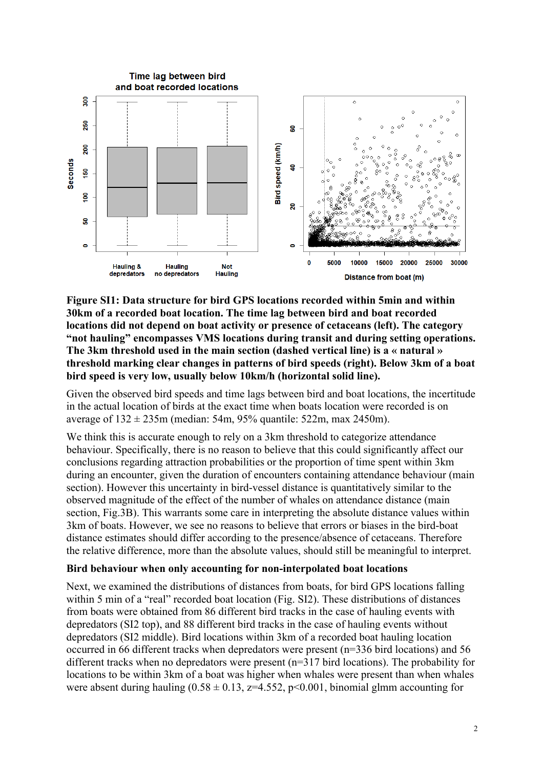**Figure SI1: Data structure for bird GPS locations recorded within 5min and within 30km of a recorded boat location. The time lag between bird and boat recorded locations did not depend on boat activity or presence of cetaceans (left). The category “not hauling” encompasses VMS locations during transit and during setting operations. The 3km threshold used in the main section (dashed vertical line) is a « natural » threshold marking clear changes in patterns of bird speeds (right). Below 3km of a boat bird speed is very low, usually below 10km/h (horizontal solid line).**

Given the observed bird speeds and time lags between bird and boat locations, the incertitude in the actual location of birds at the exact time when boats location were recorded is on average of 132 ± 235m (median: 54m, 95% quantile: 522m, max 2450m).

We think this is accurate enough to rely on a 3km threshold to categorize attendance behaviour. Specifically, there is no reason to believe that this could significantly affect our conclusions regarding attraction probabilities or the proportion of time spent within 3km during an encounter, given the duration of encounters containing attendance behaviour (main section). However this uncertainty in bird-vessel distance is quantitatively similar to the observed magnitude of the effect of the number of whales on attendance distance (main section, Fig.3B). This warrants some care in interpreting the absolute distance values within 3km of boats. However, we see no reasons to believe that errors or biases in the bird-boat distance estimates should differ according to the presence/absence of cetaceans. Therefore the relative difference, more than the absolute values, should still be meaningful to interpret.

**Bird behaviour when only accounting for non-interpolated boat locations**

Next, we examined the distributions of distances from boats, for bird GPS locations falling within 5 min of a “real” recorded boat location (Fig. SI2). These distributions of distances from boats were obtained from 86 different bird tracks in the case of hauling events with depredators (SI2 top), and 88 different bird tracks in the case of hauling events without depredators (SI2 middle). Bird locations within 3km of a recorded boat hauling location occurred in 66 different tracks when depredators were present (n=336 bird locations) and 56 different tracks when no depredators were present (n=317 bird locations). The probability for locations to be within 3km of a boat was higher when whales were present than when whales were absent during hauling (0.58 ± 0.13, z=4.552, $p<0.001$, binomial glmm accounting for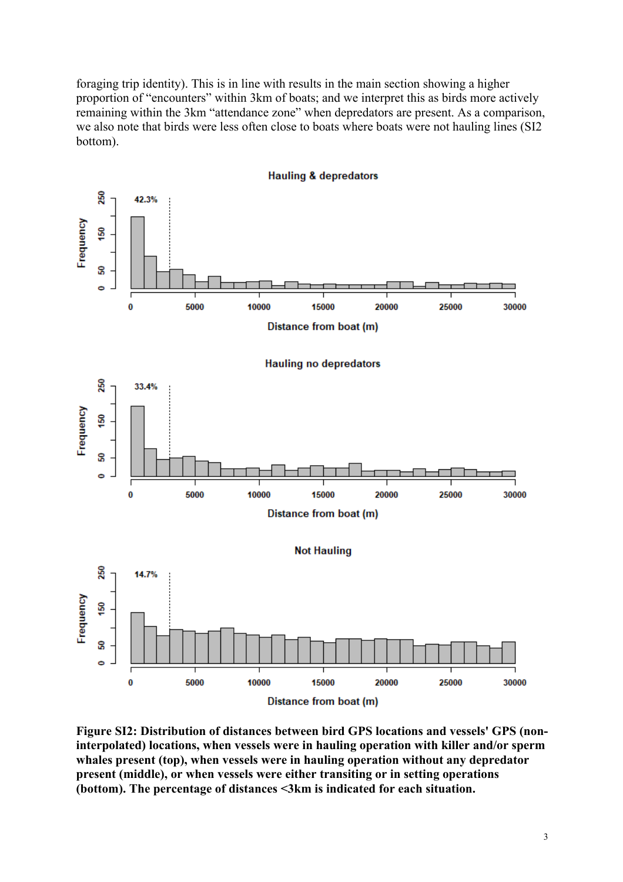foraging trip identity). This is in line with results in the main section showing a higher proportion of "encounters" within 3km of boats; and we interpret this as birds more actively remaining within the 3km "attendance zone" when depredators are present. As a comparison, we also note that birds were less often close to boats where boats were not hauling lines (SI2 bottom).

**Figure SI2: Distribution of distances between bird GPS locations and vessels' GPS (non-interpolated) locations, when vessels were in hauling operation with killer and/or sperm whales present (top), when vessels were in hauling operation without any depredator present (middle), or when vessels were either transiting or in setting operations (bottom). The percentage of distances <3km is indicated for each situation.**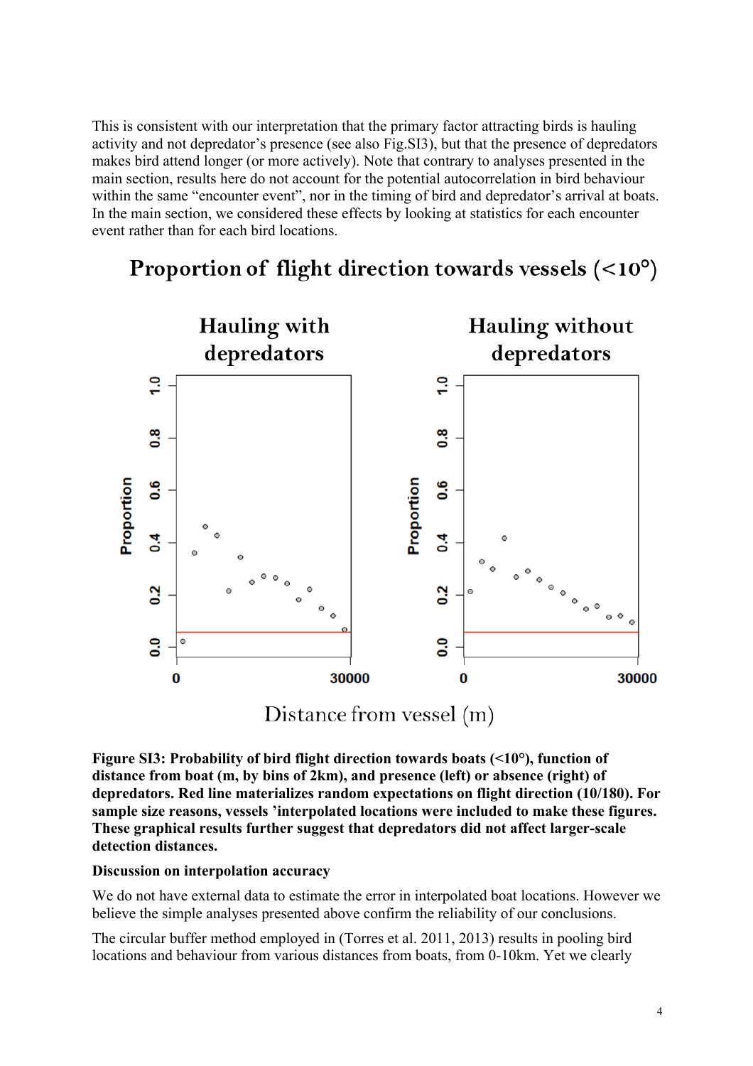This is consistent with our interpretation that the primary factor attracting birds is hauling activity and not depredator's presence (see also Fig.SI3), but that the presence of depredators makes bird attend longer (or more actively). Note that contrary to analyses presented in the main section, results here do not account for the potential autocorrelation in bird behaviour within the same "encounter event", nor in the timing of bird and depredator's arrival at boats. In the main section, we considered these effects by looking at statistics for each encounter event rather than for each bird locations.

**Figure SI3: Probability of bird flight direction towards boats (<10°), function of distance from boat (m, by bins of 2km), and presence (left) or absence (right) of depredators. Red line materializes random expectations on flight direction (10/180). For sample size reasons, vessels 'interpolated locations were included to make these figures. These graphical results further suggest that depredators did not affect larger-scale detection distances.**

**Discussion on interpolation accuracy**

We do not have external data to estimate the error in interpolated boat locations. However we believe the simple analyses presented above confirm the reliability of our conclusions.

The circular buffer method employed in (Torres et al. 2011, 2013) results in pooling bird locations and behaviour from various distances from boats, from 0-10km. Yet we clearly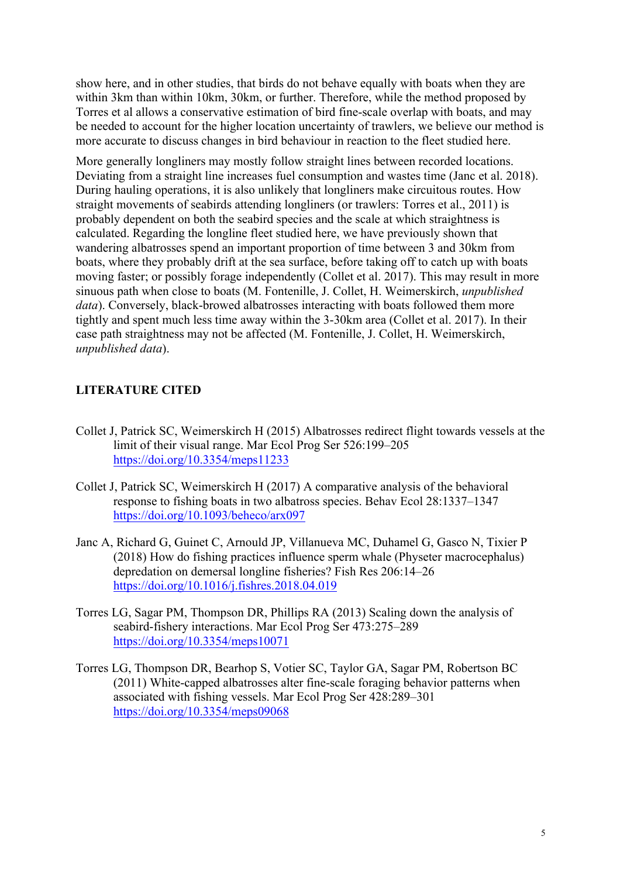show here, and in other studies, that birds do not behave equally with boats when they are within 3km than within 10km, 30km, or further. Therefore, while the method proposed by Torres et al allows a conservative estimation of bird fine-scale overlap with boats, and may be needed to account for the higher location uncertainty of trawlers, we believe our method is more accurate to discuss changes in bird behaviour in reaction to the fleet studied here.

More generally longliners may mostly follow straight lines between recorded locations. Deviating from a straight line increases fuel consumption and wastes time (Janc et al. 2018). During hauling operations, it is also unlikely that longliners make circuitous routes. How straight movements of seabirds attending longliners (or trawlers: Torres et al., 2011) is probably dependent on both the seabird species and the scale at which straightness is calculated. Regarding the longline fleet studied here, we have previously shown that wandering albatrosses spend an important proportion of time between 3 and 30km from boats, where they probably drift at the sea surface, before taking off to catch up with boats moving faster; or possibly forage independently (Collet et al. 2017). This may result in more sinuous path when close to boats (M. Fontenille, J. Collet, H. Weimerskirch, *unpublished data*). Conversely, black-browed albatrosses interacting with boats followed them more tightly and spent much less time away within the 3-30km area (Collet et al. 2017). In their case path straightness may not be affected (M. Fontenille, J. Collet, H. Weimerskirch, *unpublished data*).

## LITERATURE CITED

Collet J, Patrick SC, Weimerskirch H (2015) Albatrosses redirect flight towards vessels at the limit of their visual range. Mar Ecol Prog Ser 526:199–205 https://doi.org/10.3354/meps11233

Collet J, Patrick SC, Weimerskirch H (2017) A comparative analysis of the behavioral response to fishing boats in two albatross species. Behav Ecol 28:1337–1347 https://doi.org/10.1093/beheco/arx097

Janc A, Richard G, Guinet C, Arnould JP, Villanueva MC, Duhamel G, Gasco N, Tixier P (2018) How do fishing practices influence sperm whale (Physeter macrocephalus) depredation on demersal longline fisheries? Fish Res 206:14–26 https://doi.org/10.1016/j.fishres.2018.04.019

Torres LG, Sagar PM, Thompson DR, Phillips RA (2013) Scaling down the analysis of seabird-fishery interactions. Mar Ecol Prog Ser 473:275–289 https://doi.org/10.3354/meps10071

Torres LG, Thompson DR, Bearhop S, Votier SC, Taylor GA, Sagar PM, Robertson BC (2011) White-capped albatrosses alter fine-scale foraging behavior patterns when associated with fishing vessels. Mar Ecol Prog Ser 428:289–301 https://doi.org/10.3354/meps09068